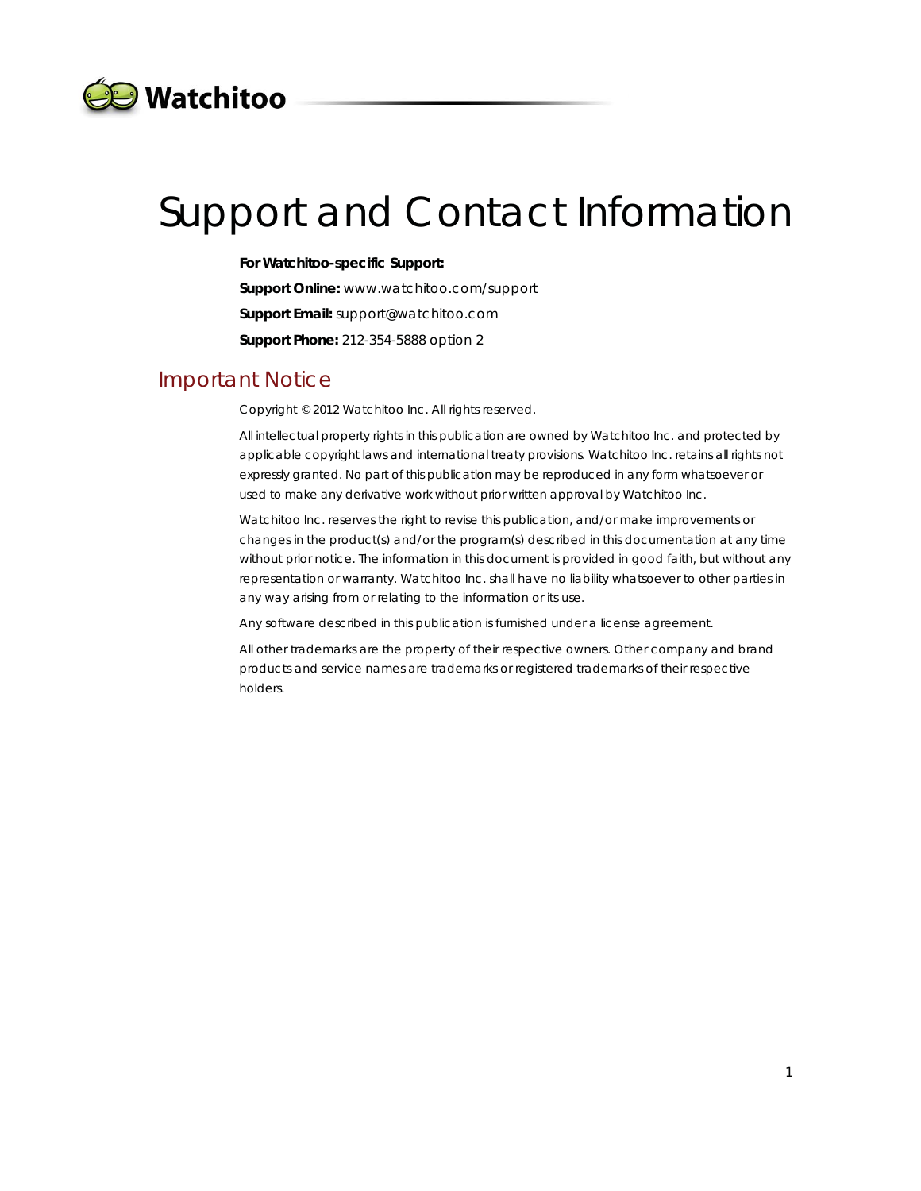Watchitoo

# Support and Contact Information

**For Watchitoo-specific Support:**

**Support Online:** www.watchitoo.com/support

**Support Email:** support@watchitoo.com

**Support Phone:** 212-354-5888 option 2

## Important Notice

Copyright © 2012 Watchitoo Inc. All rights reserved.

All intellectual property rights in this publication are owned by Watchitoo Inc. and protected by applicable copyright laws and international treaty provisions. Watchitoo Inc. retains all rights not expressly granted. No part of this publication may be reproduced in any form whatsoever or used to make any derivative work without prior written approval by Watchitoo Inc.

Watchitoo Inc. reserves the right to revise this publication, and/or make improvements or changes in the product(s) and/or the program(s) described in this documentation at any time without prior notice. The information in this document is provided in good faith, but without any representation or warranty. Watchitoo Inc. shall have no liability whatsoever to other parties in any way arising from or relating to the information or its use.

Any software described in this publication is furnished under a license agreement.

All other trademarks are the property of their respective owners. Other company and brand products and service names are trademarks or registered trademarks of their respective holders.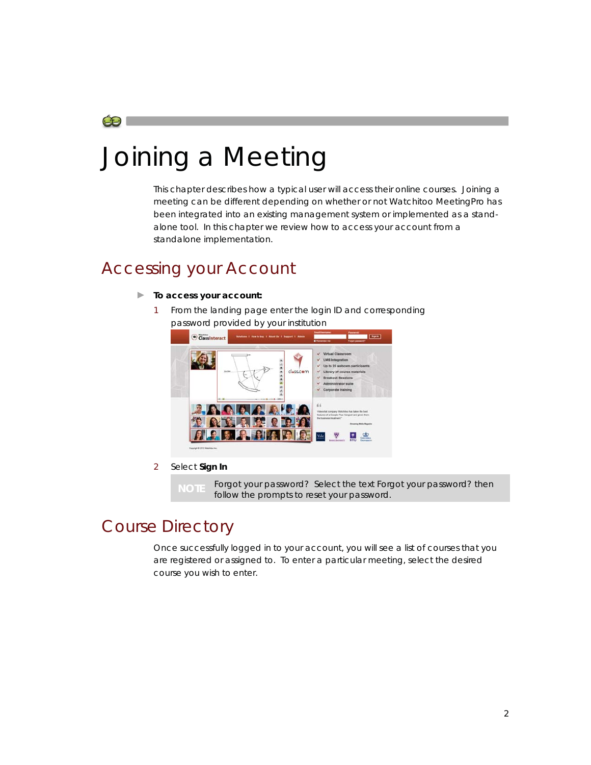# Joining a Meeting

This chapter describes how a typical user will access their online courses. Joining a meeting can be different depending on whether or not Watchitoo MeetingPro has been integrated into an existing management system or implemented as a stand-alone tool. In this chapter we review how to access your account from a standalone implementation.

## Accessing your Account

- **To access your account:**

1. From the landing page enter the login ID and corresponding password provided by your institution

2. Select **Sign In**

**NOTE** Forgot your password? Select the text Forgot your password? then follow the prompts to reset your password.

## Course Directory

Once successfully logged in to your account, you will see a list of courses that you are registered or assigned to. To enter a particular meeting, select the desired course you wish to enter.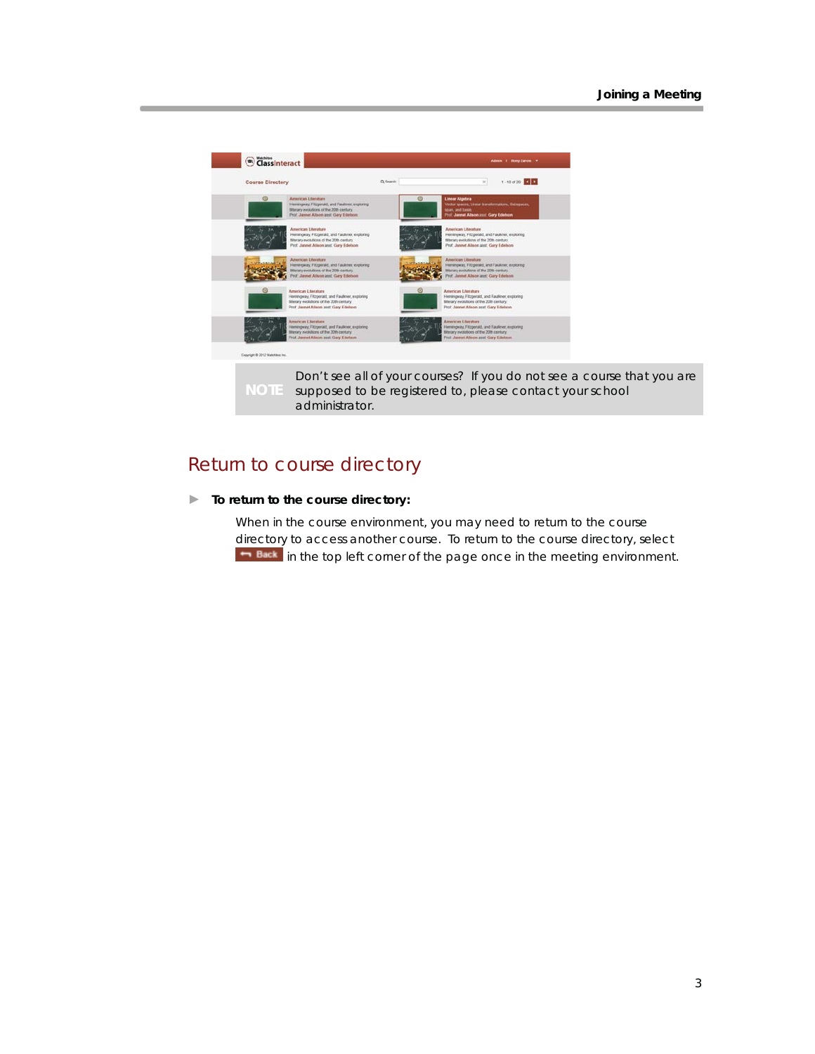**NOTE** Don't see all of your courses? If you do not see a course that you are supposed to be registered to, please contact your school administrator.

## Return to course directory

▶ **To return to the course directory:**

When in the course environment, you may need to return to the course directory to access another course. To return to the course directory, select **Back** in the top left corner of the page once in the meeting environment.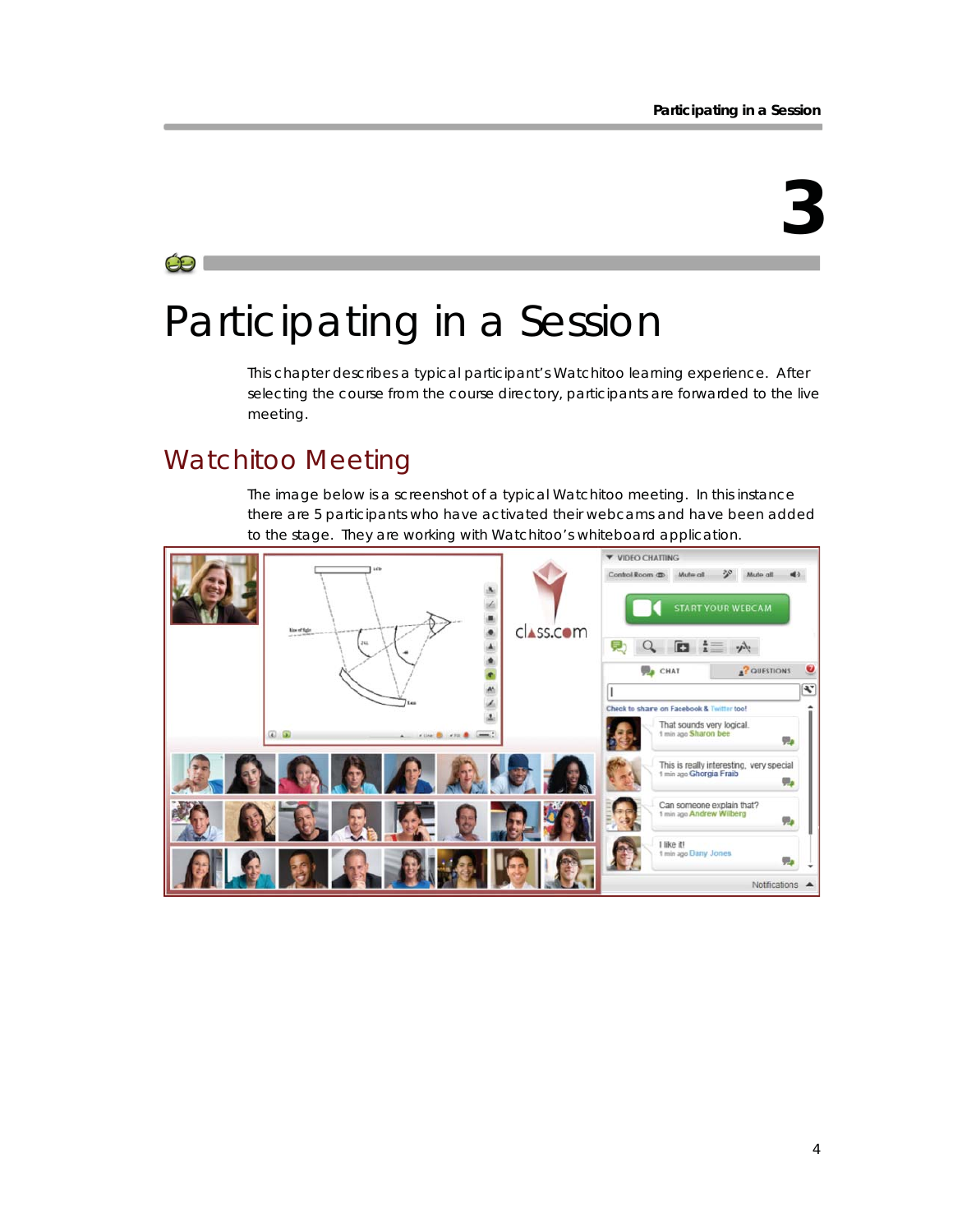# 3

# Participating in a Session

This chapter describes a typical participant's Watchitoo learning experience. After selecting the course from the course directory, participants are forwarded to the live meeting.

## Watchitoo Meeting

The image below is a screenshot of a typical Watchitoo meeting. In this instance there are 5 participants who have activated their webcams and have been added to the stage. They are working with Watchitoo's whiteboard application.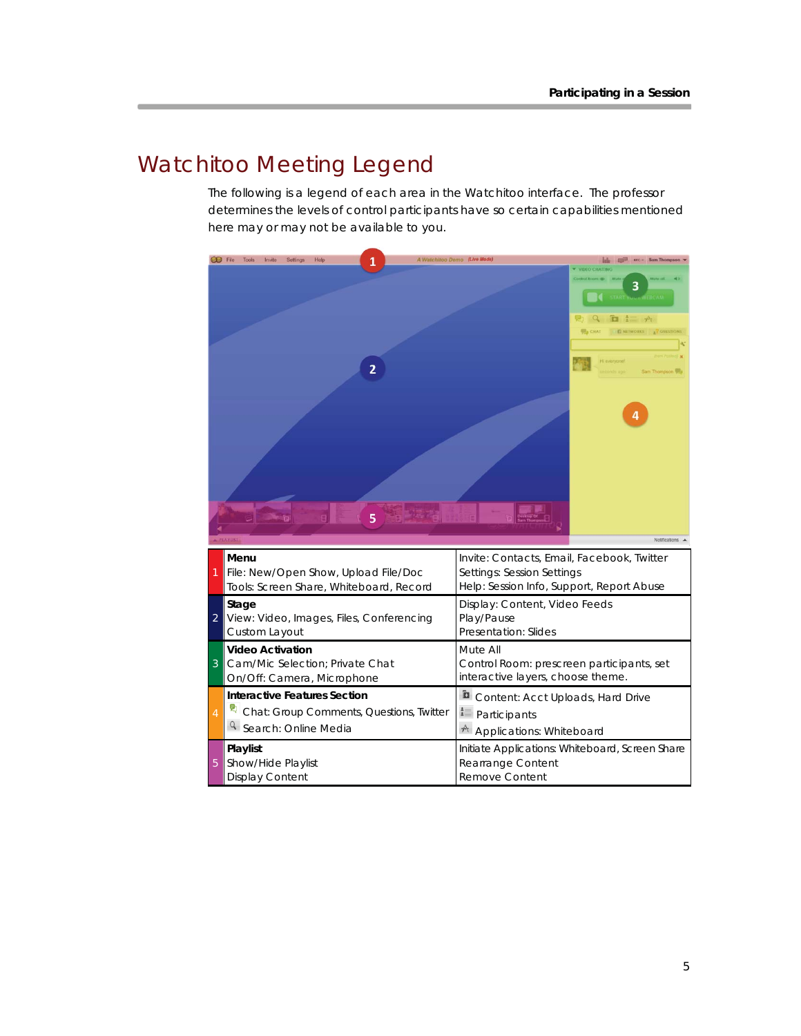# Watchitoo Meeting Legend

The following is a legend of each area in the Watchitoo interface. The professor determines the levels of control participants have so certain capabilities mentioned here may or may not be available to you.

| # | | |
|---|---|---|
| 1 | **Menu**<br>File: New/Open Show, Upload File/Doc<br>Tools: Screen Share, Whiteboard, Record | Invite: Contacts, Email, Facebook, Twitter<br>Settings: Session Settings<br>Help: Session Info, Support, Report Abuse |
| 2 | **Stage**<br>View: Video, Images, Files, Conferencing<br>Custom Layout | Display: Content, Video Feeds<br>Play/Pause<br>Presentation: Slides |
| 3 | **Video Activation**<br>Cam/Mic Selection; Private Chat<br>On/Off: Camera, Microphone | Mute All<br>Control Room: prescreen participants, set interactive layers, choose theme. |
| 4 | **Interactive Features Section**<br>Chat: Group Comments, Questions, Twitter<br>Search: Online Media | Content: Acct Uploads, Hard Drive<br>Participants<br>Applications: Whiteboard |
| 5 | **Playlist**<br>Show/Hide Playlist<br>Display Content | Initiate Applications: Whiteboard, Screen Share<br>Rearrange Content<br>Remove Content |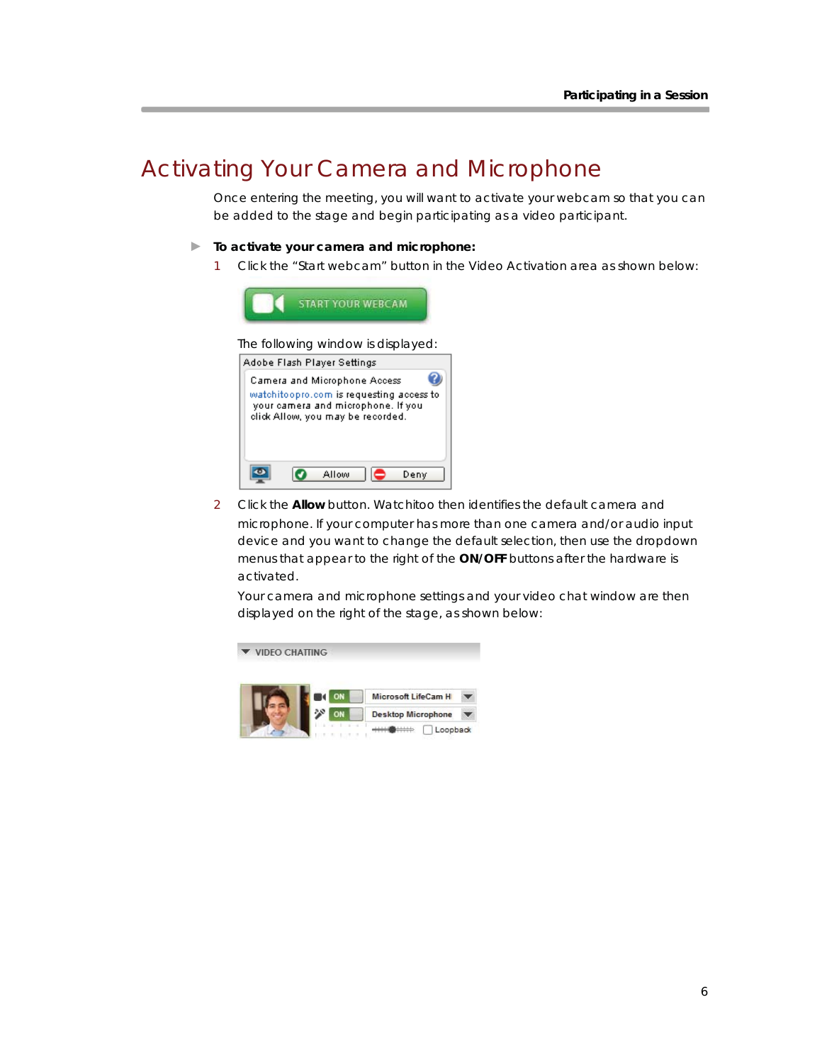# Activating Your Camera and Microphone

Once entering the meeting, you will want to activate your webcam so that you can be added to the stage and begin participating as a video participant.

**To activate your camera and microphone:**

1. Click the “Start webcam” button in the Video Activation area as shown below:

   The following window is displayed:

2. Click the **Allow** button. Watchitoo then identifies the default camera and microphone. If your computer has more than one camera and/or audio input device and you want to change the default selection, then use the dropdown menus that appear to the right of the **ON/OFF** buttons after the hardware is activated.

   Your camera and microphone settings and your video chat window are then displayed on the right of the stage, as shown below: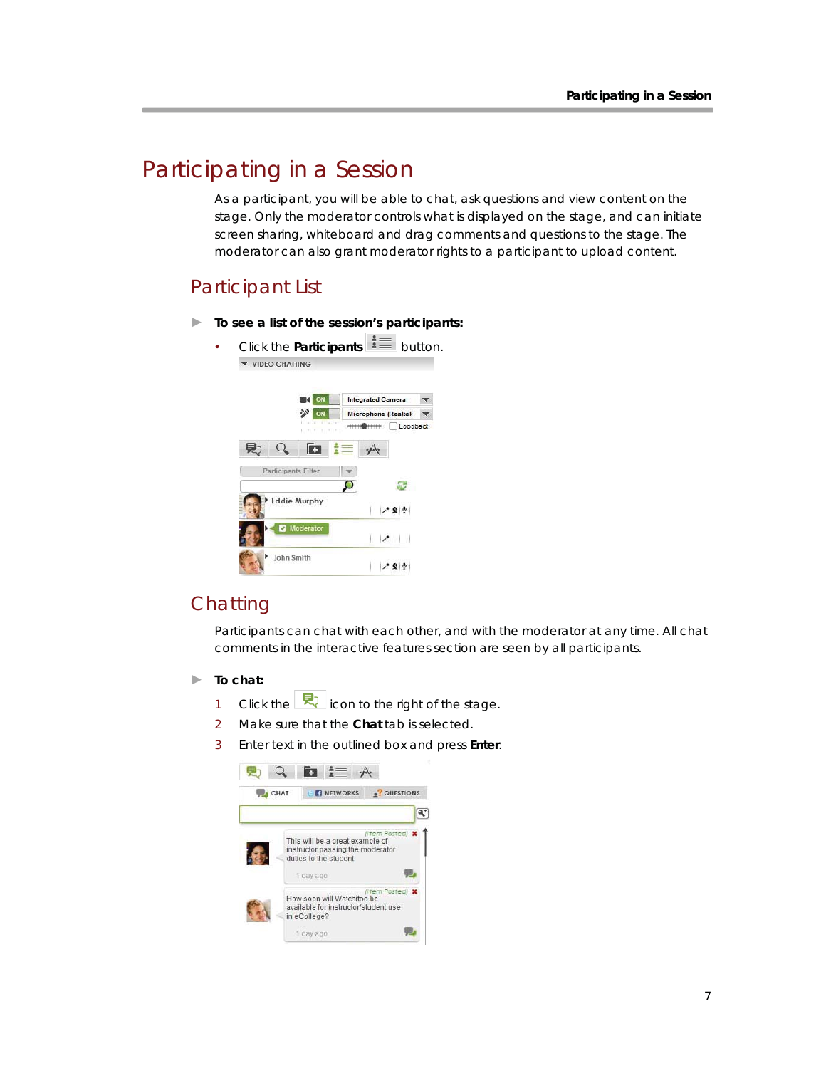# Participating in a Session

As a participant, you will be able to chat, ask questions and view content on the stage. Only the moderator controls what is displayed on the stage, and can initiate screen sharing, whiteboard and drag comments and questions to the stage. The moderator can also grant moderator rights to a participant to upload content.

## Participant List

▶ **To see a list of the session's participants:**

- Click the **Participants** button.

## Chatting

Participants can chat with each other, and with the moderator at any time. All chat comments in the interactive features section are seen by all participants.

▶ **To chat:**

1. Click the icon to the right of the stage.
2. Make sure that the **Chat** tab is selected.
3. Enter text in the outlined box and press **Enter**.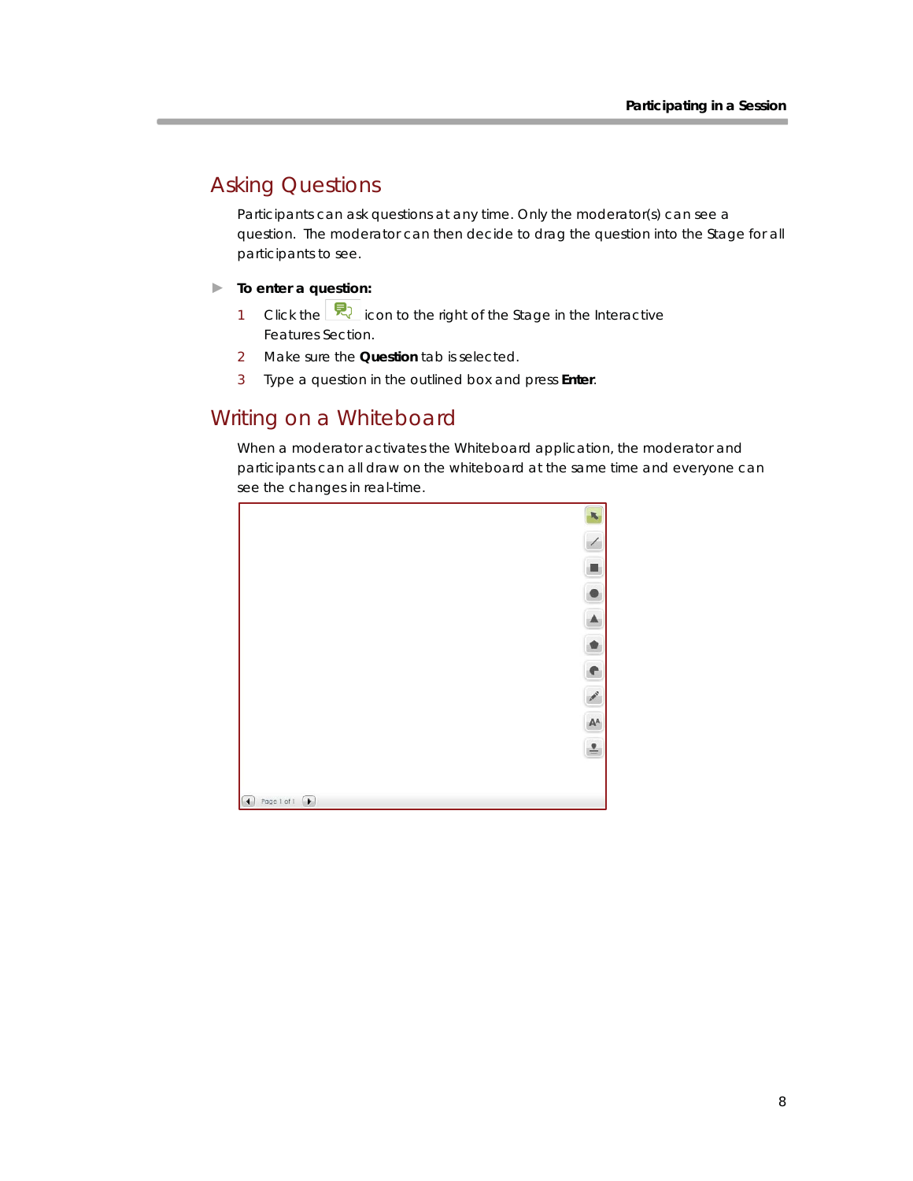## Asking Questions

Participants can ask questions at any time. Only the moderator(s) can see a question. The moderator can then decide to drag the question into the Stage for all participants to see.

**To enter a question:**

1. Click the icon to the right of the Stage in the Interactive Features Section.
2. Make sure the **Question** tab is selected.
3. Type a question in the outlined box and press **Enter**.

## Writing on a Whiteboard

When a moderator activates the Whiteboard application, the moderator and participants can all draw on the whiteboard at the same time and everyone can see the changes in real-time.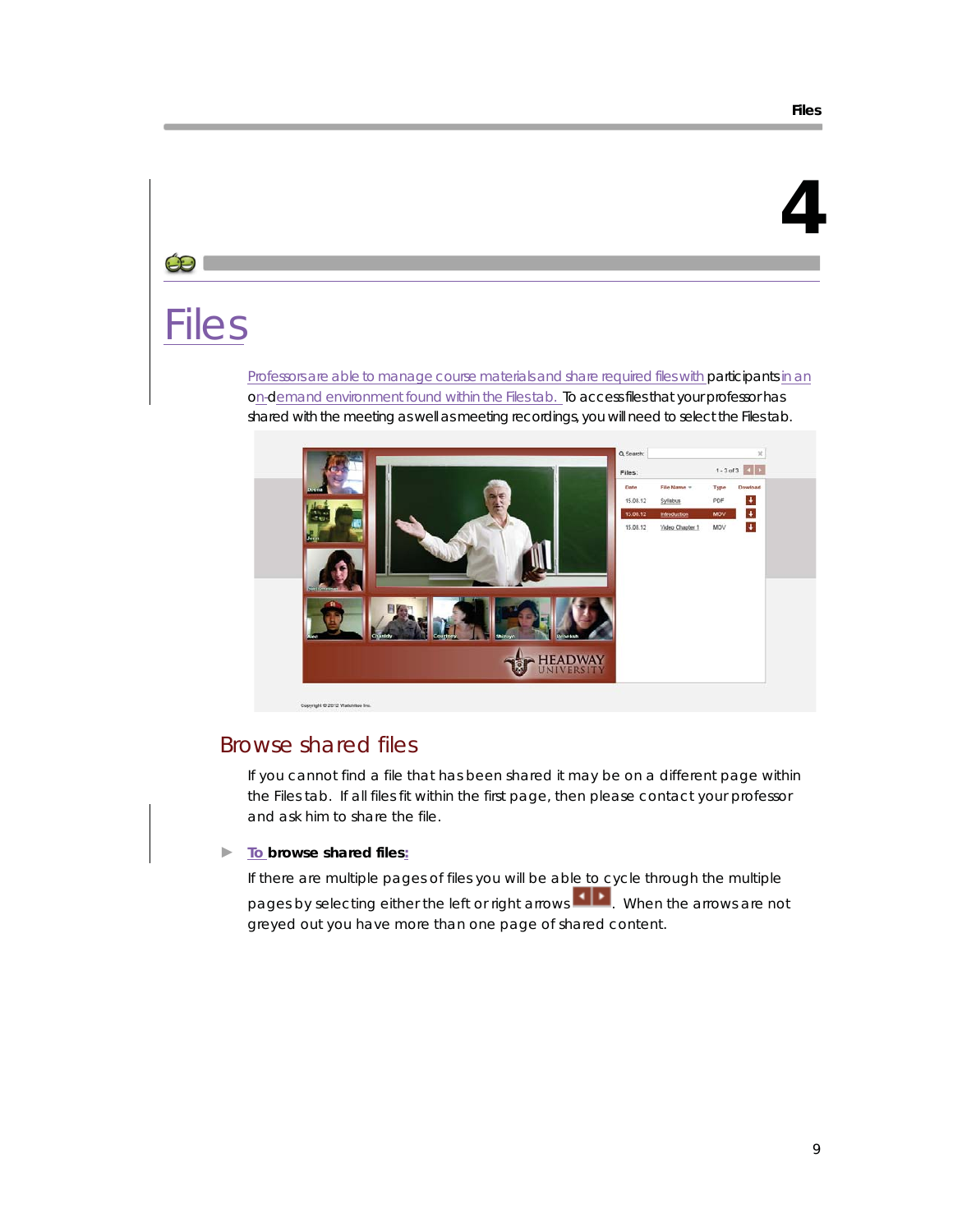# 4

# Files

Professors are able to manage course materials and share required files with participants in an on-demand environment found within the Files tab. To access files that your professor has shared with the meeting as well as meeting recordings, you will need to select the Files tab.

## Browse shared files

If you cannot find a file that has been shared it may be on a different page within the Files tab. If all files fit within the first page, then please contact your professor and ask him to share the file.

► **To browse shared files:**

If there are multiple pages of files you will be able to cycle through the multiple pages by selecting either the left or right arrows. When the arrows are not greyed out you have more than one page of shared content.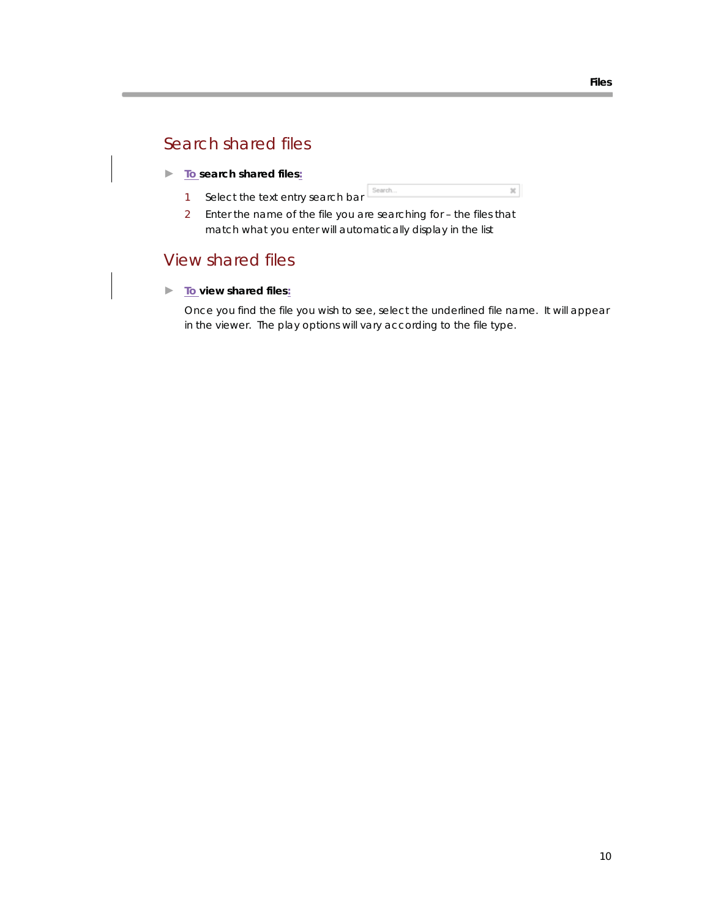## Search shared files

► **To search shared files:**

1. Select the text entry search bar
2. Enter the name of the file you are searching for – the files that match what you enter will automatically display in the list

## View shared files

► **To view shared files:**

Once you find the file you wish to see, select the underlined file name. It will appear in the viewer. The play options will vary according to the file type.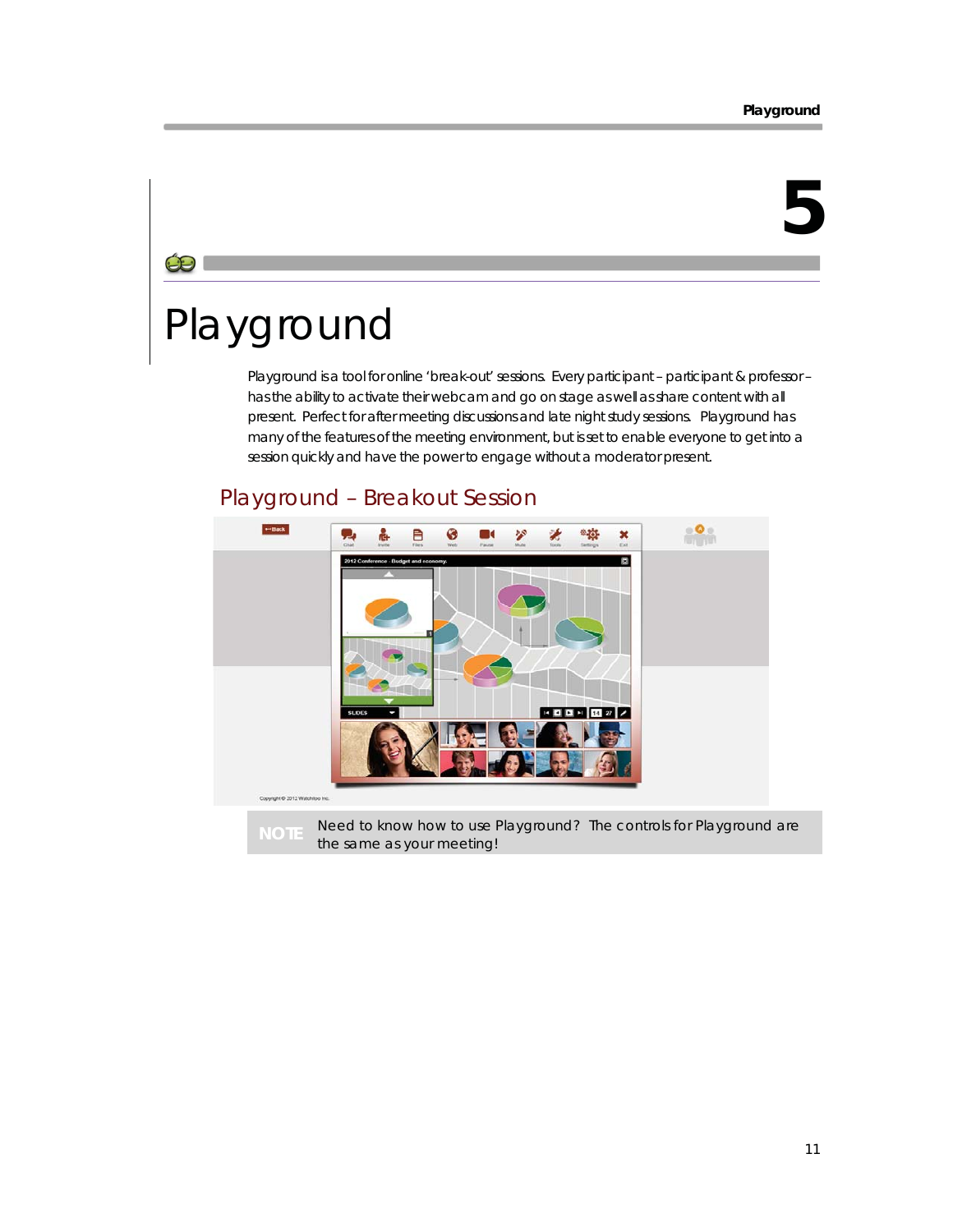# 5

# Playground

Playground is a tool for online 'break-out' sessions. Every participant – participant & professor – has the ability to activate their webcam and go on stage as well as share content with all present. Perfect for after meeting discussions and late night study sessions. Playground has many of the features of the meeting environment, but is set to enable everyone to get into a session quickly and have the power to engage without a moderator present.

## Playground – Breakout Session

**NOTE** Need to know how to use Playground? The controls for Playground are the same as your meeting!